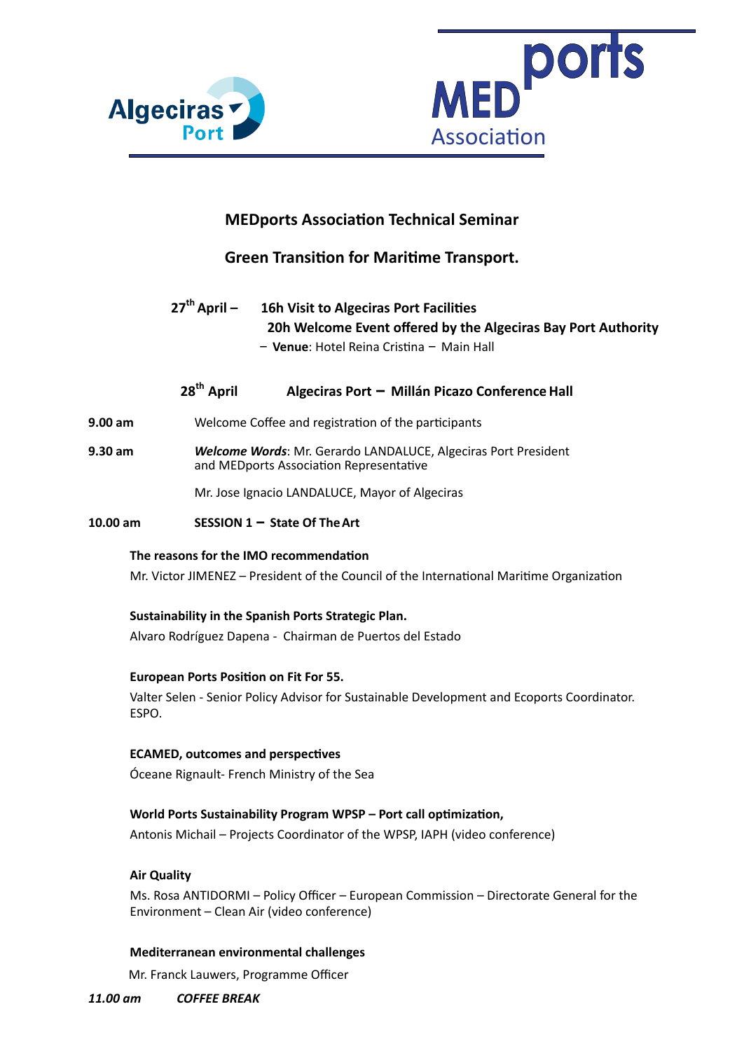Algeciras Port

MEDports Association

## MEDports Association Technical Seminar

## Green Transition for Maritime Transport.

**27th April –** **16h Visit to Algeciras Port Facilities**
**20h Welcome Event offered by the Algeciras Bay Port Authority**
– **Venue**: Hotel Reina Cristina – Main Hall

### 28th April Algeciras Port – Millán Picazo Conference Hall

**9.00 am** Welcome Coffee and registration of the participants

**9.30 am** ***Welcome Words***: Mr. Gerardo LANDALUCE, Algeciras Port President and MEDports Association Representative

Mr. Jose Ignacio LANDALUCE, Mayor of Algeciras

**10.00 am** **SESSION 1 – State Of The Art**

**The reasons for the IMO recommendation**

Mr. Victor JIMENEZ – President of the Council of the International Maritime Organization

**Sustainability in the Spanish Ports Strategic Plan.**

Alvaro Rodríguez Dapena - Chairman de Puertos del Estado

**European Ports Position on Fit For 55.**

Valter Selen - Senior Policy Advisor for Sustainable Development and Ecoports Coordinator. ESPO.

**ECAMED, outcomes and perspectives**

Óceane Rignault- French Ministry of the Sea

**World Ports Sustainability Program WPSP – Port call optimization,**

Antonis Michail – Projects Coordinator of the WPSP, IAPH (video conference)

**Air Quality**

Ms. Rosa ANTIDORMI – Policy Officer – European Commission – Directorate General for the Environment – Clean Air (video conference)

**Mediterranean environmental challenges**

Mr. Franck Lauwers, Programme Officer

***11.00 am*** ***COFFEE BREAK***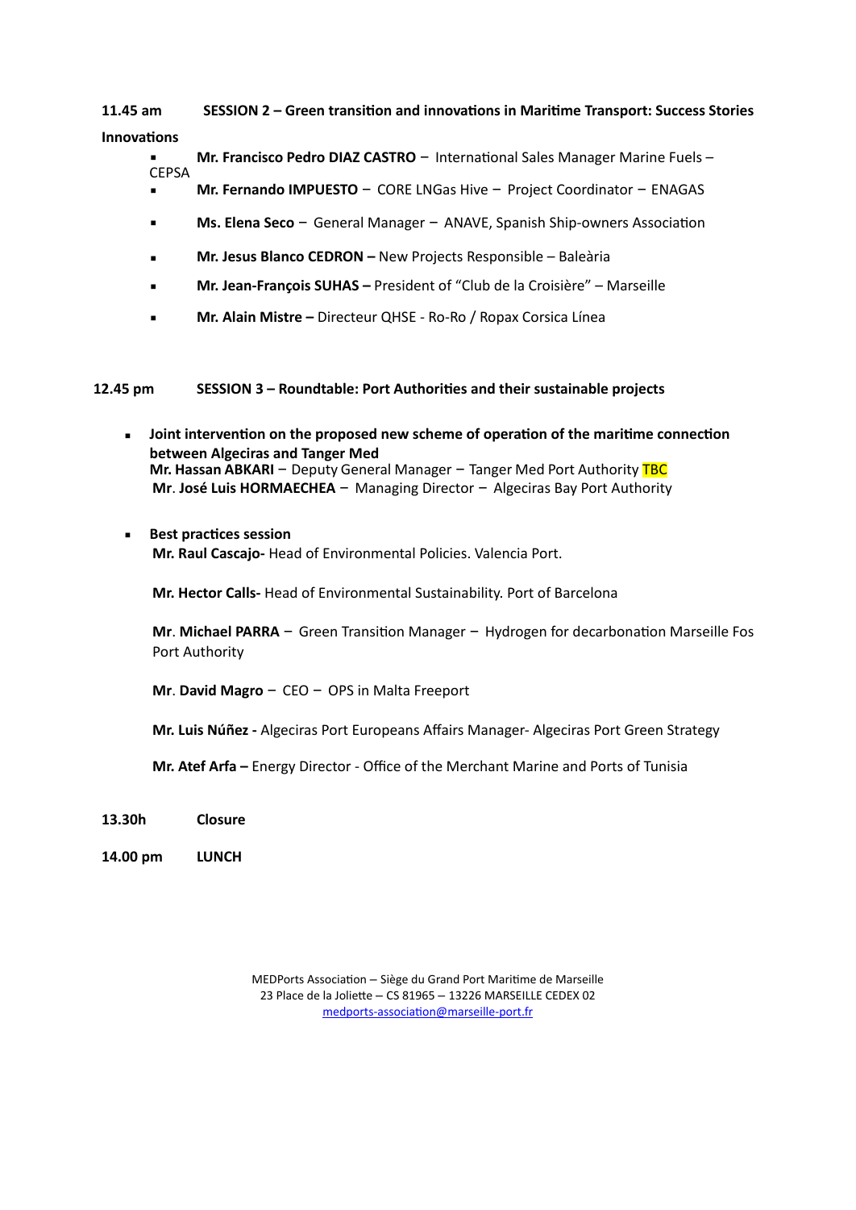**11.45 am SESSION 2 – Green transition and innovations in Maritime Transport: Success Stories**

**Innovations**

- **Mr. Francisco Pedro DIAZ CASTRO** – International Sales Manager Marine Fuels – CEPSA
- **Mr. Fernando IMPUESTO** – CORE LNGas Hive – Project Coordinator – ENAGAS
- **Ms. Elena Seco** – General Manager – ANAVE, Spanish Ship-owners Association
- **Mr. Jesus Blanco CEDRON –** New Projects Responsible – Baleària
- **Mr. Jean-François SUHAS –** President of "Club de la Croisière" – Marseille
- **Mr. Alain Mistre –** Directeur QHSE - Ro-Ro / Ropax Corsica Línea

**12.45 pm SESSION 3 – Roundtable: Port Authorities and their sustainable projects**

- **Joint intervention on the proposed new scheme of operation of the maritime connection between Algeciras and Tanger Med**
  **Mr. Hassan ABKARI** – Deputy General Manager – Tanger Med Port Authority TBC
  **Mr. José Luis HORMAECHEA** – Managing Director – Algeciras Bay Port Authority

- **Best practices session**
  **Mr. Raul Cascajo-** Head of Environmental Policies. Valencia Port.

  **Mr. Hector Calls-** Head of Environmental Sustainability. Port of Barcelona

  **Mr. Michael PARRA** – Green Transition Manager – Hydrogen for decarbonation Marseille Fos Port Authority

  **Mr. David Magro** – CEO – OPS in Malta Freeport

  **Mr. Luis Núñez -** Algeciras Port Europeans Affairs Manager- Algeciras Port Green Strategy

  **Mr. Atef Arfa –** Energy Director - Office of the Merchant Marine and Ports of Tunisia

**13.30h Closure**

**14.00 pm LUNCH**

MEDPorts Association – Siège du Grand Port Maritime de Marseille
23 Place de la Joliette – CS 81965 – 13226 MARSEILLE CEDEX 02
medports-association@marseille-port.fr